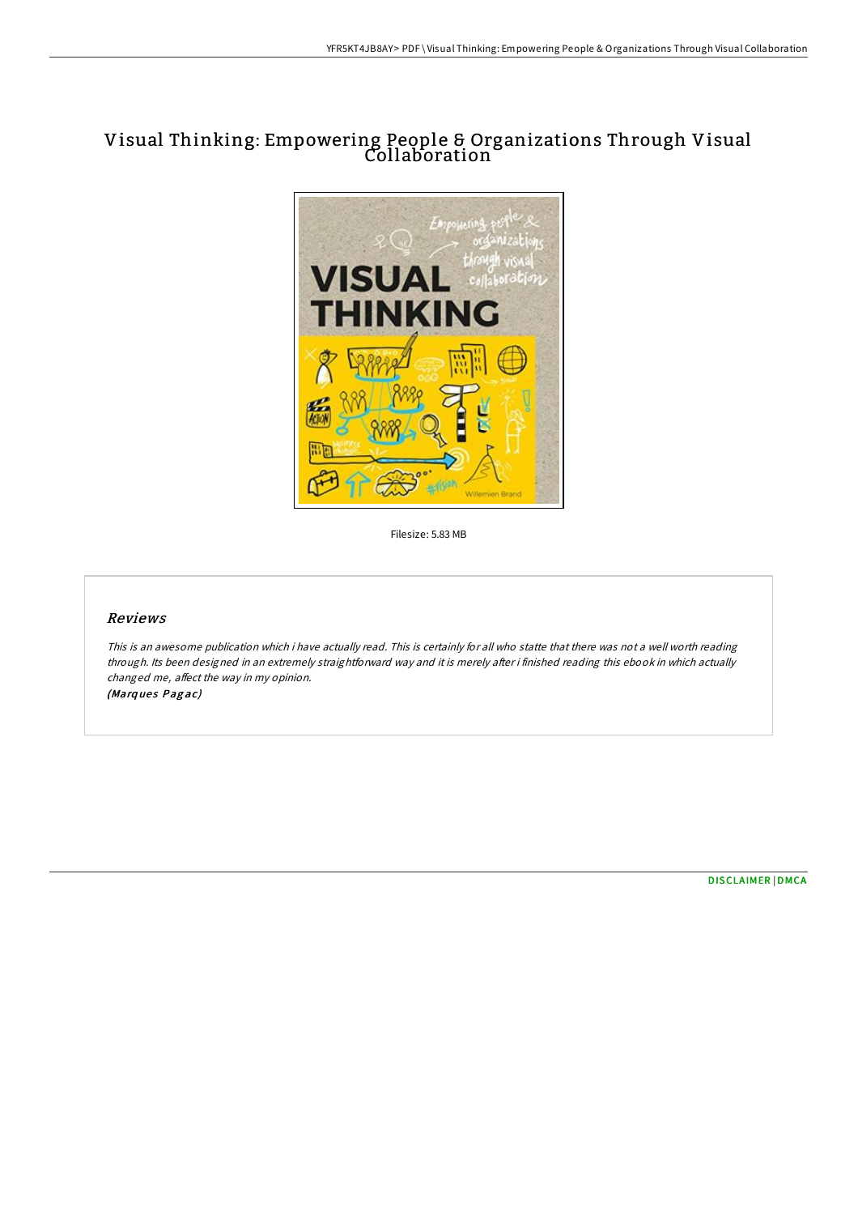# Visual Thinking: Empowering People & Organizations Through Visual Collaboration

Filesize: 5.83 MB

## Reviews

*This is an awesome publication which i have actually read. This is certainly for all who statte that there was not a well worth reading through. Its been designed in an extremely straightforward way and it is merely after i finished reading this ebook in which actually changed me, affect the way in my opinion.*
*(Marques Pagac)*

DISCLAIMER | DMCA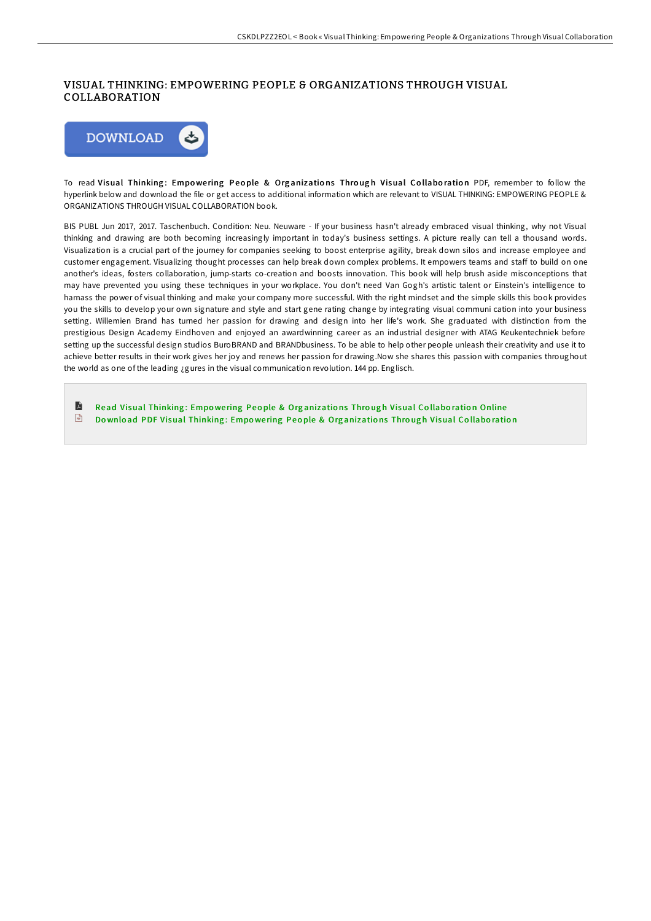# VISUAL THINKING: EMPOWERING PEOPLE & ORGANIZATIONS THROUGH VISUAL COLLABORATION

DOWNLOAD

To read **Visual Thinking: Empowering People & Organizations Through Visual Collaboration** PDF, remember to follow the hyperlink below and download the file or get access to additional information which are relevant to VISUAL THINKING: EMPOWERING PEOPLE & ORGANIZATIONS THROUGH VISUAL COLLABORATION book.

BIS PUBL Jun 2017, 2017. Taschenbuch. Condition: Neu. Neuware - If your business hasn't already embraced visual thinking, why not Visual thinking and drawing are both becoming increasingly important in today's business settings. A picture really can tell a thousand words. Visualization is a crucial part of the journey for companies seeking to boost enterprise agility, break down silos and increase employee and customer engagement. Visualizing thought processes can help break down complex problems. It empowers teams and staff to build on one another's ideas, fosters collaboration, jump-starts co-creation and boosts innovation. This book will help brush aside misconceptions that may have prevented you using these techniques in your workplace. You don't need Van Gogh's artistic talent or Einstein's intelligence to harnass the power of visual thinking and make your company more successful. With the right mindset and the simple skills this book provides you the skills to develop your own signature and style and start gene rating change by integrating visual communi cation into your business setting. Willemien Brand has turned her passion for drawing and design into her life's work. She graduated with distinction from the prestigious Design Academy Eindhoven and enjoyed an awardwinning career as an industrial designer with ATAG Keukentechniek before setting up the successful design studios BuroBRAND and BRANDbusiness. To be able to help other people unleash their creativity and use it to achieve better results in their work gives her joy and renews her passion for drawing.Now she shares this passion with companies throughout the world as one of the leading ¿gures in the visual communication revolution. 144 pp. Englisch.

Read Visual Thinking: Empowering People & Organizations Through Visual Collaboration Online

Download PDF Visual Thinking: Empowering People & Organizations Through Visual Collaboration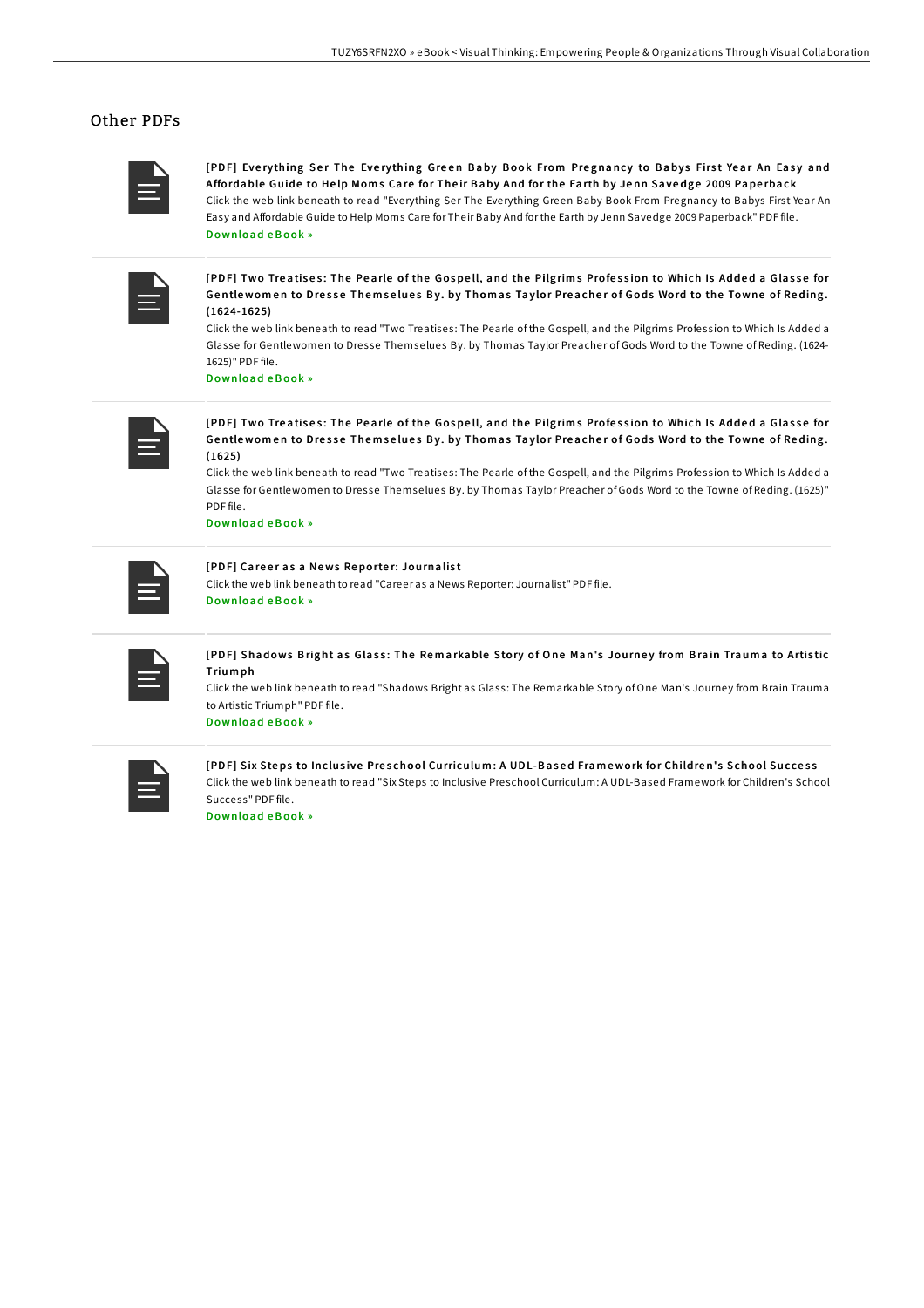## Other PDFs

**[PDF] Everything Ser The Everything Green Baby Book From Pregnancy to Babys First Year An Easy and Affordable Guide to Help Moms Care for Their Baby And for the Earth by Jenn Savedge 2009 Paperback**

Click the web link beneath to read "Everything Ser The Everything Green Baby Book From Pregnancy to Babys First Year An Easy and Affordable Guide to Help Moms Care for Their Baby And for the Earth by Jenn Savedge 2009 Paperback" PDF file.

Download eBook »

**[PDF] Two Treatises: The Pearle of the Gospell, and the Pilgrims Profession to Which Is Added a Glasse for Gentlewomen to Dresse Themselues By. by Thomas Taylor Preacher of Gods Word to the Towne of Reding. (1624-1625)**

Click the web link beneath to read "Two Treatises: The Pearle of the Gospell, and the Pilgrims Profession to Which Is Added a Glasse for Gentlewomen to Dresse Themselues By. by Thomas Taylor Preacher of Gods Word to the Towne of Reding. (1624-1625)" PDF file.

Download eBook »

**[PDF] Two Treatises: The Pearle of the Gospell, and the Pilgrims Profession to Which Is Added a Glasse for Gentlewomen to Dresse Themselues By. by Thomas Taylor Preacher of Gods Word to the Towne of Reding. (1625)**

Click the web link beneath to read "Two Treatises: The Pearle of the Gospell, and the Pilgrims Profession to Which Is Added a Glasse for Gentlewomen to Dresse Themselues By. by Thomas Taylor Preacher of Gods Word to the Towne of Reding. (1625)" PDF file.

Download eBook »

**[PDF] Career as a News Reporter: Journalist**

Click the web link beneath to read "Career as a News Reporter: Journalist" PDF file.

Download eBook »

**[PDF] Shadows Bright as Glass: The Remarkable Story of One Man's Journey from Brain Trauma to Artistic Triumph**

Click the web link beneath to read "Shadows Bright as Glass: The Remarkable Story of One Man's Journey from Brain Trauma to Artistic Triumph" PDF file.

Download eBook »

**[PDF] Six Steps to Inclusive Preschool Curriculum: A UDL-Based Framework for Children's School Success**

Click the web link beneath to read "Six Steps to Inclusive Preschool Curriculum: A UDL-Based Framework for Children's School Success" PDF file.

Download eBook »